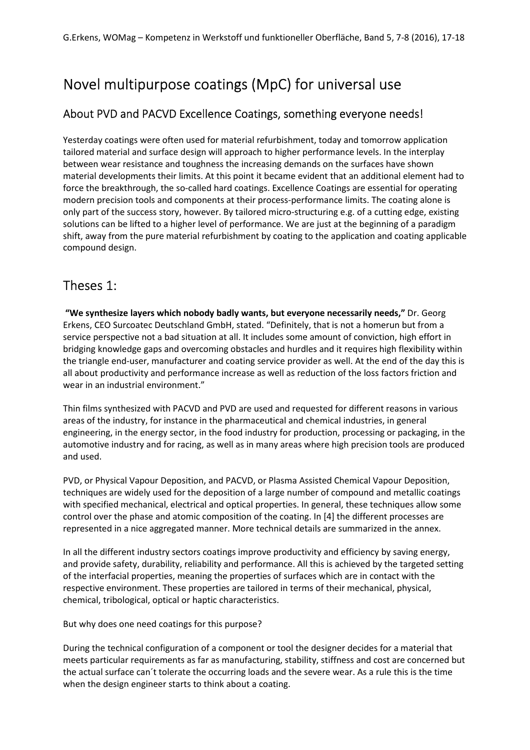# Novel multipurpose coatings (MpC) for universal use

## About PVD and PACVD Excellence Coatings, something everyone needs!

Yesterday coatings were often used for material refurbishment, today and tomorrow application tailored material and surface design will approach to higher performance levels. In the interplay between wear resistance and toughness the increasing demands on the surfaces have shown material developments their limits. At this point it became evident that an additional element had to force the breakthrough, the so-called hard coatings. Excellence Coatings are essential for operating modern precision tools and components at their process-performance limits. The coating alone is only part of the success story, however. By tailored micro-structuring e.g. of a cutting edge, existing solutions can be lifted to a higher level of performance. We are just at the beginning of a paradigm shift, away from the pure material refurbishment by coating to the application and coating applicable compound design.

## Theses 1:

**"We synthesize layers which nobody badly wants, but everyone necessarily needs,"** Dr. Georg Erkens, CEO Surcoatec Deutschland GmbH, stated. "Definitely, that is not a homerun but from a service perspective not a bad situation at all. It includes some amount of conviction, high effort in bridging knowledge gaps and overcoming obstacles and hurdles and it requires high flexibility within the triangle end-user, manufacturer and coating service provider as well. At the end of the day this is all about productivity and performance increase as well as reduction of the loss factors friction and wear in an industrial environment."

Thin films synthesized with PACVD and PVD are used and requested for different reasons in various areas of the industry, for instance in the pharmaceutical and chemical industries, in general engineering, in the energy sector, in the food industry for production, processing or packaging, in the automotive industry and for racing, as well as in many areas where high precision tools are produced and used.

PVD, or Physical Vapour Deposition, and PACVD, or Plasma Assisted Chemical Vapour Deposition, techniques are widely used for the deposition of a large number of compound and metallic coatings with specified mechanical, electrical and optical properties. In general, these techniques allow some control over the phase and atomic composition of the coating. In [4] the different processes are represented in a nice aggregated manner. More technical details are summarized in the annex.

In all the different industry sectors coatings improve productivity and efficiency by saving energy, and provide safety, durability, reliability and performance. All this is achieved by the targeted setting of the interfacial properties, meaning the properties of surfaces which are in contact with the respective environment. These properties are tailored in terms of their mechanical, physical, chemical, tribological, optical or haptic characteristics.

But why does one need coatings for this purpose?

During the technical configuration of a component or tool the designer decides for a material that meets particular requirements as far as manufacturing, stability, stiffness and cost are concerned but the actual surface can´t tolerate the occurring loads and the severe wear. As a rule this is the time when the design engineer starts to think about a coating.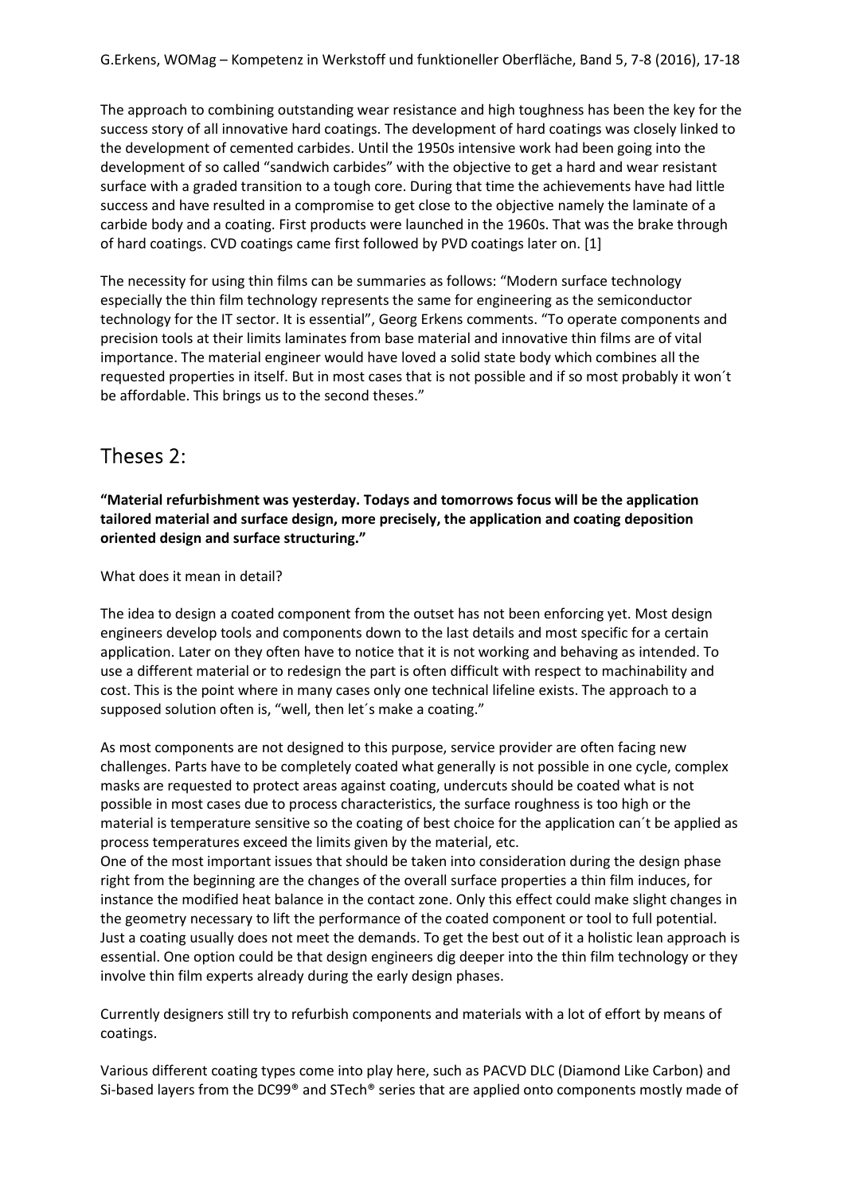The approach to combining outstanding wear resistance and high toughness has been the key for the success story of all innovative hard coatings. The development of hard coatings was closely linked to the development of cemented carbides. Until the 1950s intensive work had been going into the development of so called "sandwich carbides" with the objective to get a hard and wear resistant surface with a graded transition to a tough core. During that time the achievements have had little success and have resulted in a compromise to get close to the objective namely the laminate of a carbide body and a coating. First products were launched in the 1960s. That was the brake through of hard coatings. CVD coatings came first followed by PVD coatings later on. [1]

The necessity for using thin films can be summaries as follows: "Modern surface technology especially the thin film technology represents the same for engineering as the semiconductor technology for the IT sector. It is essential", Georg Erkens comments. "To operate components and precision tools at their limits laminates from base material and innovative thin films are of vital importance. The material engineer would have loved a solid state body which combines all the requested properties in itself. But in most cases that is not possible and if so most probably it won´t be affordable. This brings us to the second theses."

## Theses 2:

**"Material refurbishment was yesterday. Todays and tomorrows focus will be the application tailored material and surface design, more precisely, the application and coating deposition oriented design and surface structuring."**

What does it mean in detail?

The idea to design a coated component from the outset has not been enforcing yet. Most design engineers develop tools and components down to the last details and most specific for a certain application. Later on they often have to notice that it is not working and behaving as intended. To use a different material or to redesign the part is often difficult with respect to machinability and cost. This is the point where in many cases only one technical lifeline exists. The approach to a supposed solution often is, "well, then let´s make a coating."

As most components are not designed to this purpose, service provider are often facing new challenges. Parts have to be completely coated what generally is not possible in one cycle, complex masks are requested to protect areas against coating, undercuts should be coated what is not possible in most cases due to process characteristics, the surface roughness is too high or the material is temperature sensitive so the coating of best choice for the application can´t be applied as process temperatures exceed the limits given by the material, etc.

One of the most important issues that should be taken into consideration during the design phase right from the beginning are the changes of the overall surface properties a thin film induces, for instance the modified heat balance in the contact zone. Only this effect could make slight changes in the geometry necessary to lift the performance of the coated component or tool to full potential. Just a coating usually does not meet the demands. To get the best out of it a holistic lean approach is essential. One option could be that design engineers dig deeper into the thin film technology or they involve thin film experts already during the early design phases.

Currently designers still try to refurbish components and materials with a lot of effort by means of coatings.

Various different coating types come into play here, such as PACVD DLC (Diamond Like Carbon) and Si-based layers from the DC99® and STech® series that are applied onto components mostly made of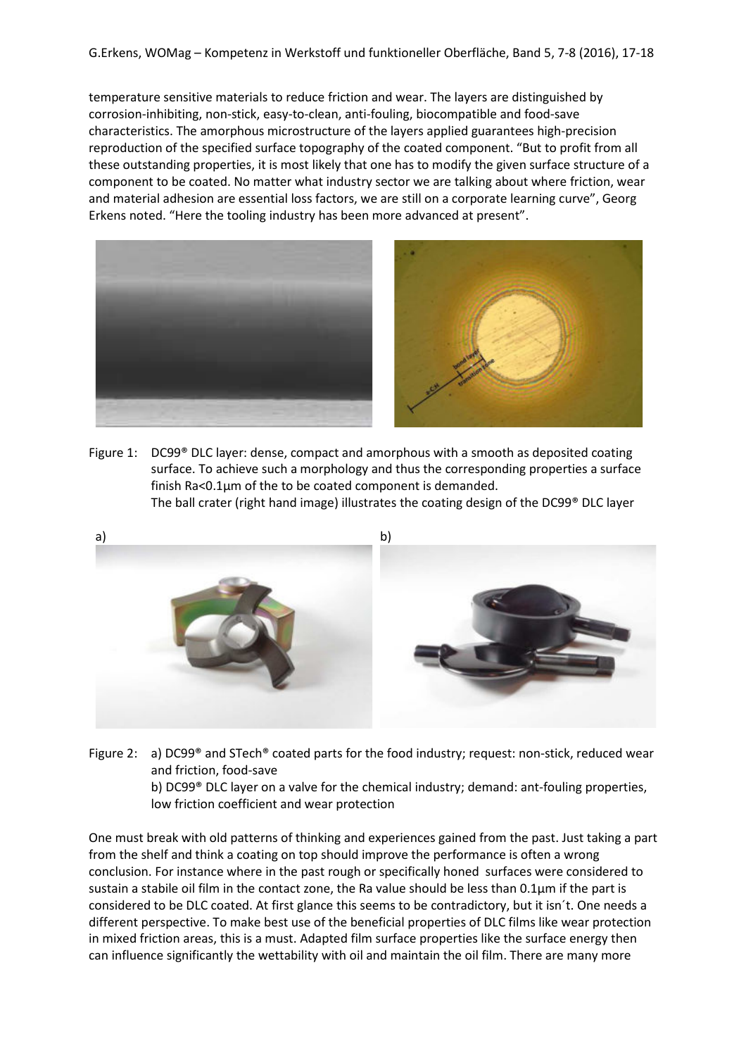temperature sensitive materials to reduce friction and wear. The layers are distinguished by corrosion-inhibiting, non-stick, easy-to-clean, anti-fouling, biocompatible and food-save characteristics. The amorphous microstructure of the layers applied guarantees high-precision reproduction of the specified surface topography of the coated component. "But to profit from all these outstanding properties, it is most likely that one has to modify the given surface structure of a component to be coated. No matter what industry sector we are talking about where friction, wear and material adhesion are essential loss factors, we are still on a corporate learning curve", Georg Erkens noted. "Here the tooling industry has been more advanced at present".

Figure 1: DC99® DLC layer: dense, compact and amorphous with a smooth as deposited coating surface. To achieve such a morphology and thus the corresponding properties a surface finish Ra<0.1µm of the to be coated component is demanded.
The ball crater (right hand image) illustrates the coating design of the DC99® DLC layer

Figure 2: a) DC99® and STech® coated parts for the food industry; request: non-stick, reduced wear and friction, food-save
b) DC99® DLC layer on a valve for the chemical industry; demand: ant-fouling properties, low friction coefficient and wear protection

One must break with old patterns of thinking and experiences gained from the past. Just taking a part from the shelf and think a coating on top should improve the performance is often a wrong conclusion. For instance where in the past rough or specifically honed surfaces were considered to sustain a stabile oil film in the contact zone, the Ra value should be less than 0.1µm if the part is considered to be DLC coated. At first glance this seems to be contradictory, but it isn´t. One needs a different perspective. To make best use of the beneficial properties of DLC films like wear protection in mixed friction areas, this is a must. Adapted film surface properties like the surface energy then can influence significantly the wettability with oil and maintain the oil film. There are many more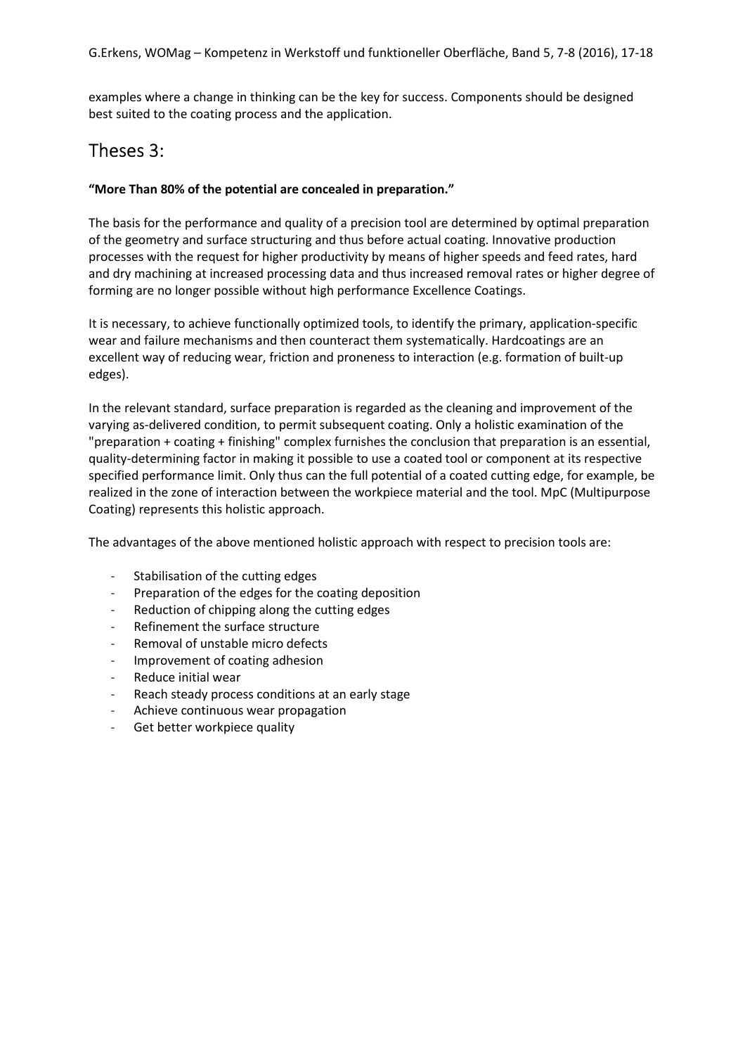examples where a change in thinking can be the key for success. Components should be designed best suited to the coating process and the application.

## Theses 3:

**"More Than 80% of the potential are concealed in preparation."**

The basis for the performance and quality of a precision tool are determined by optimal preparation of the geometry and surface structuring and thus before actual coating. Innovative production processes with the request for higher productivity by means of higher speeds and feed rates, hard and dry machining at increased processing data and thus increased removal rates or higher degree of forming are no longer possible without high performance Excellence Coatings.

It is necessary, to achieve functionally optimized tools, to identify the primary, application-specific wear and failure mechanisms and then counteract them systematically. Hardcoatings are an excellent way of reducing wear, friction and proneness to interaction (e.g. formation of built-up edges).

In the relevant standard, surface preparation is regarded as the cleaning and improvement of the varying as-delivered condition, to permit subsequent coating. Only a holistic examination of the "preparation + coating + finishing" complex furnishes the conclusion that preparation is an essential, quality-determining factor in making it possible to use a coated tool or component at its respective specified performance limit. Only thus can the full potential of a coated cutting edge, for example, be realized in the zone of interaction between the workpiece material and the tool. MpC (Multipurpose Coating) represents this holistic approach.

The advantages of the above mentioned holistic approach with respect to precision tools are:

- Stabilisation of the cutting edges
- Preparation of the edges for the coating deposition
- Reduction of chipping along the cutting edges
- Refinement the surface structure
- Removal of unstable micro defects
- Improvement of coating adhesion
- Reduce initial wear
- Reach steady process conditions at an early stage
- Achieve continuous wear propagation
- Get better workpiece quality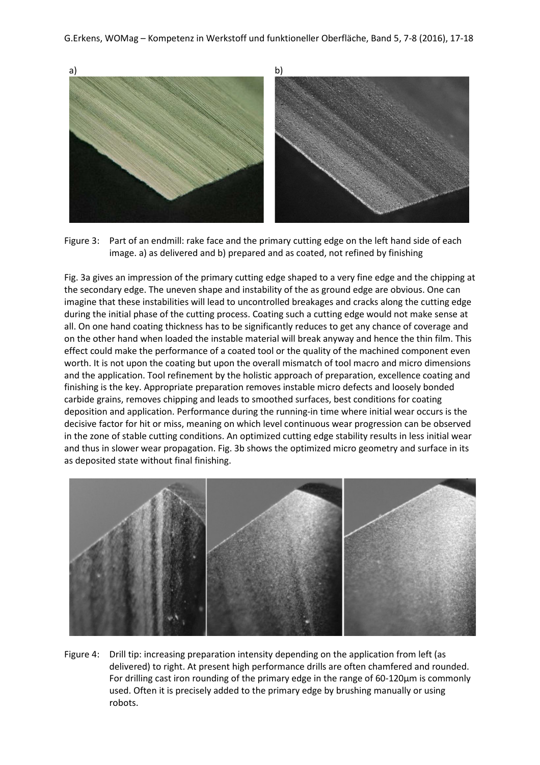a) b)

Figure 3: Part of an endmill: rake face and the primary cutting edge on the left hand side of each image. a) as delivered and b) prepared and as coated, not refined by finishing

Fig. 3a gives an impression of the primary cutting edge shaped to a very fine edge and the chipping at the secondary edge. The uneven shape and instability of the as ground edge are obvious. One can imagine that these instabilities will lead to uncontrolled breakages and cracks along the cutting edge during the initial phase of the cutting process. Coating such a cutting edge would not make sense at all. On one hand coating thickness has to be significantly reduces to get any chance of coverage and on the other hand when loaded the instable material will break anyway and hence the thin film. This effect could make the performance of a coated tool or the quality of the machined component even worth. It is not upon the coating but upon the overall mismatch of tool macro and micro dimensions and the application. Tool refinement by the holistic approach of preparation, excellence coating and finishing is the key. Appropriate preparation removes instable micro defects and loosely bonded carbide grains, removes chipping and leads to smoothed surfaces, best conditions for coating deposition and application. Performance during the running-in time where initial wear occurs is the decisive factor for hit or miss, meaning on which level continuous wear progression can be observed in the zone of stable cutting conditions. An optimized cutting edge stability results in less initial wear and thus in slower wear propagation. Fig. 3b shows the optimized micro geometry and surface in its as deposited state without final finishing.

Figure 4: Drill tip: increasing preparation intensity depending on the application from left (as delivered) to right. At present high performance drills are often chamfered and rounded. For drilling cast iron rounding of the primary edge in the range of 60-120µm is commonly used. Often it is precisely added to the primary edge by brushing manually or using robots.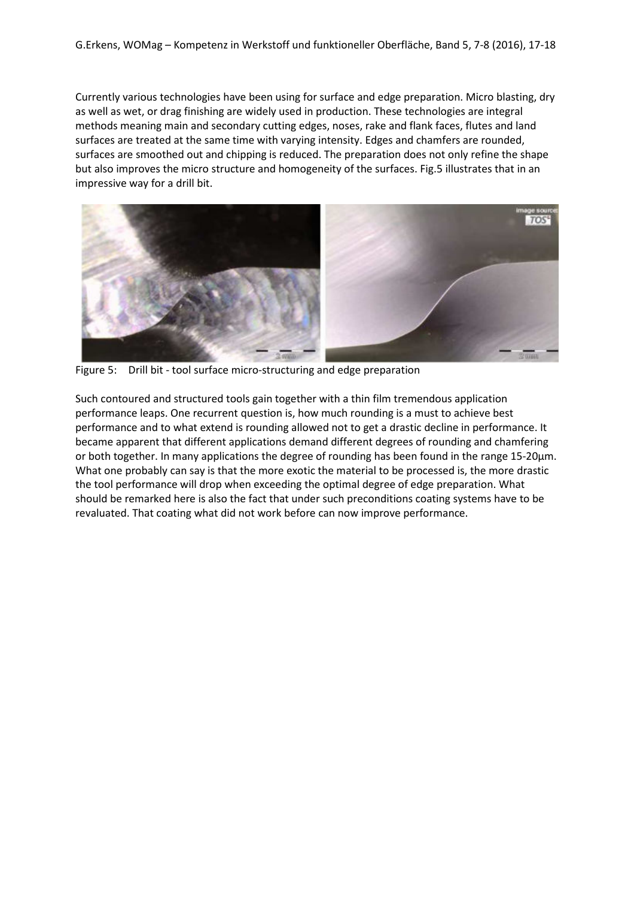Currently various technologies have been using for surface and edge preparation. Micro blasting, dry as well as wet, or drag finishing are widely used in production. These technologies are integral methods meaning main and secondary cutting edges, noses, rake and flank faces, flutes and land surfaces are treated at the same time with varying intensity. Edges and chamfers are rounded, surfaces are smoothed out and chipping is reduced. The preparation does not only refine the shape but also improves the micro structure and homogeneity of the surfaces. Fig.5 illustrates that in an impressive way for a drill bit.

Figure 5: Drill bit - tool surface micro-structuring and edge preparation

Such contoured and structured tools gain together with a thin film tremendous application performance leaps. One recurrent question is, how much rounding is a must to achieve best performance and to what extend is rounding allowed not to get a drastic decline in performance. It became apparent that different applications demand different degrees of rounding and chamfering or both together. In many applications the degree of rounding has been found in the range 15-20µm. What one probably can say is that the more exotic the material to be processed is, the more drastic the tool performance will drop when exceeding the optimal degree of edge preparation. What should be remarked here is also the fact that under such preconditions coating systems have to be revaluated. That coating what did not work before can now improve performance.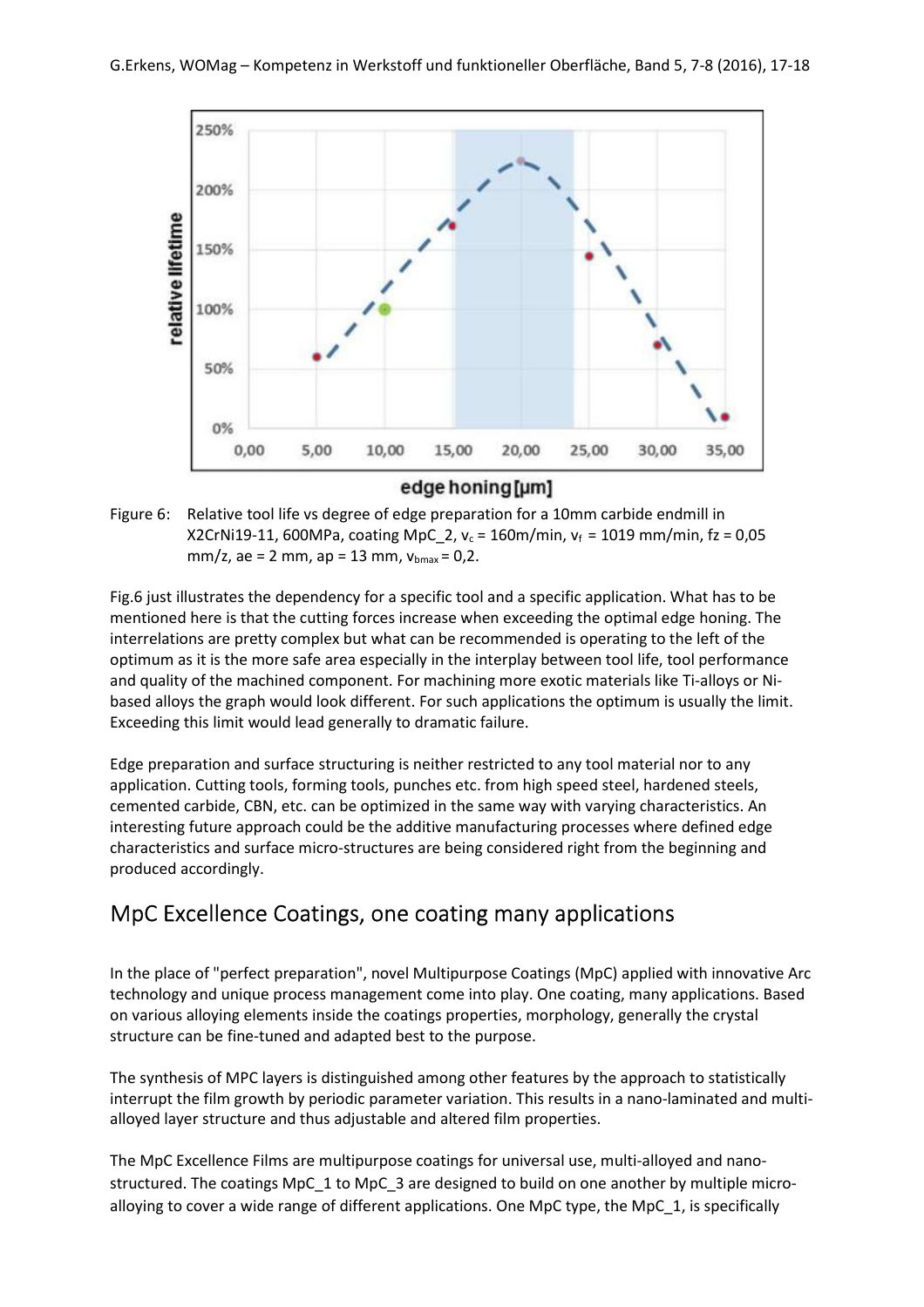Figure 6: Relative tool life vs degree of edge preparation for a 10mm carbide endmill in X2CrNi19-11, 600MPa, coating MpC_2, $v_c$ = 160m/min, $v_f$ = 1019 mm/min, fz = 0,05 mm/z, ae = 2 mm, ap = 13 mm, $v_{bmax}$ = 0,2.

Fig.6 just illustrates the dependency for a specific tool and a specific application. What has to be mentioned here is that the cutting forces increase when exceeding the optimal edge honing. The interrelations are pretty complex but what can be recommended is operating to the left of the optimum as it is the more safe area especially in the interplay between tool life, tool performance and quality of the machined component. For machining more exotic materials like Ti-alloys or Ni-based alloys the graph would look different. For such applications the optimum is usually the limit. Exceeding this limit would lead generally to dramatic failure.

Edge preparation and surface structuring is neither restricted to any tool material nor to any application. Cutting tools, forming tools, punches etc. from high speed steel, hardened steels, cemented carbide, CBN, etc. can be optimized in the same way with varying characteristics. An interesting future approach could be the additive manufacturing processes where defined edge characteristics and surface micro-structures are being considered right from the beginning and produced accordingly.

## MpC Excellence Coatings, one coating many applications

In the place of "perfect preparation", novel Multipurpose Coatings (MpC) applied with innovative Arc technology and unique process management come into play. One coating, many applications. Based on various alloying elements inside the coatings properties, morphology, generally the crystal structure can be fine-tuned and adapted best to the purpose.

The synthesis of MPC layers is distinguished among other features by the approach to statistically interrupt the film growth by periodic parameter variation. This results in a nano-laminated and multi-alloyed layer structure and thus adjustable and altered film properties.

The MpC Excellence Films are multipurpose coatings for universal use, multi-alloyed and nano-structured. The coatings MpC_1 to MpC_3 are designed to build on one another by multiple micro-alloying to cover a wide range of different applications. One MpC type, the MpC_1, is specifically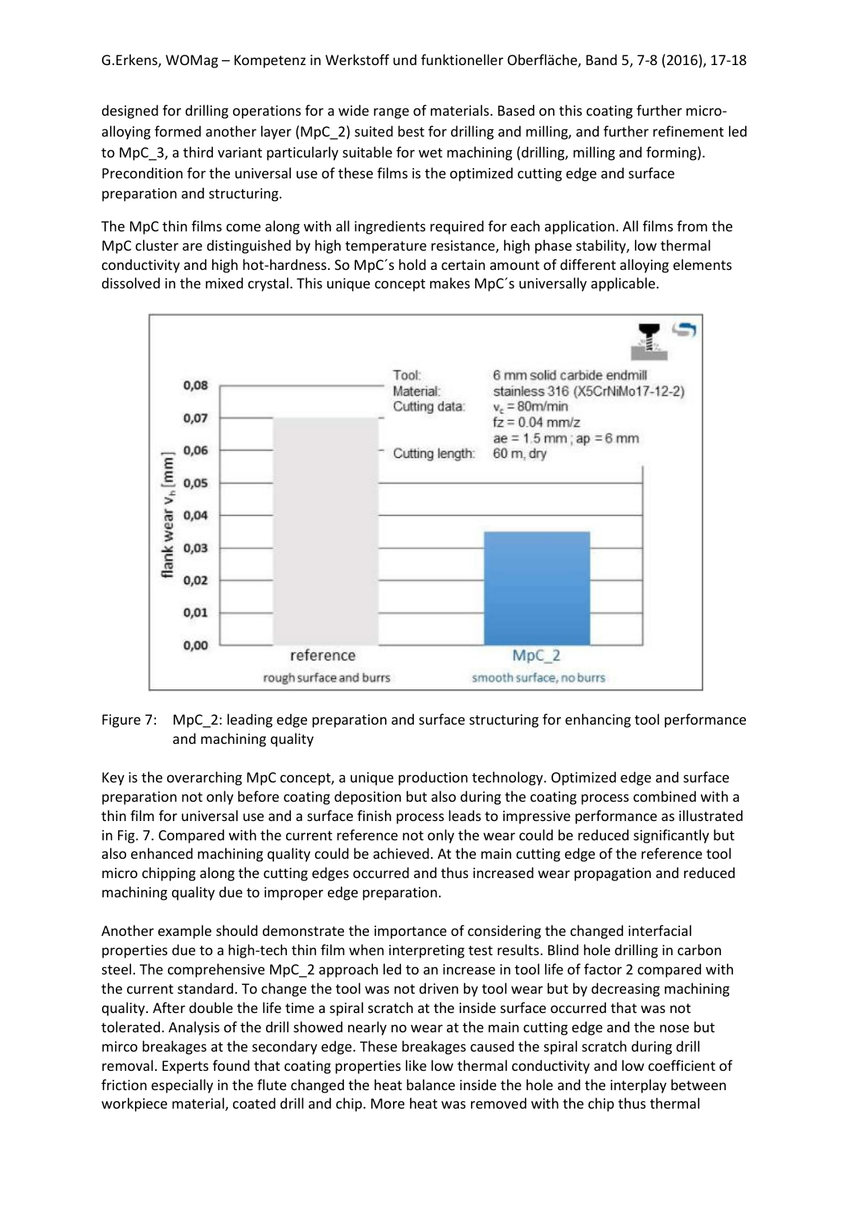designed for drilling operations for a wide range of materials. Based on this coating further micro-alloying formed another layer (MpC_2) suited best for drilling and milling, and further refinement led to MpC_3, a third variant particularly suitable for wet machining (drilling, milling and forming). Precondition for the universal use of these films is the optimized cutting edge and surface preparation and structuring.

The MpC thin films come along with all ingredients required for each application. All films from the MpC cluster are distinguished by high temperature resistance, high phase stability, low thermal conductivity and high hot-hardness. So MpC´s hold a certain amount of different alloying elements dissolved in the mixed crystal. This unique concept makes MpC´s universally applicable.

Figure 7: MpC_2: leading edge preparation and surface structuring for enhancing tool performance and machining quality

Key is the overarching MpC concept, a unique production technology. Optimized edge and surface preparation not only before coating deposition but also during the coating process combined with a thin film for universal use and a surface finish process leads to impressive performance as illustrated in Fig. 7. Compared with the current reference not only the wear could be reduced significantly but also enhanced machining quality could be achieved. At the main cutting edge of the reference tool micro chipping along the cutting edges occurred and thus increased wear propagation and reduced machining quality due to improper edge preparation.

Another example should demonstrate the importance of considering the changed interfacial properties due to a high-tech thin film when interpreting test results. Blind hole drilling in carbon steel. The comprehensive MpC_2 approach led to an increase in tool life of factor 2 compared with the current standard. To change the tool was not driven by tool wear but by decreasing machining quality. After double the life time a spiral scratch at the inside surface occurred that was not tolerated. Analysis of the drill showed nearly no wear at the main cutting edge and the nose but mirco breakages at the secondary edge. These breakages caused the spiral scratch during drill removal. Experts found that coating properties like low thermal conductivity and low coefficient of friction especially in the flute changed the heat balance inside the hole and the interplay between workpiece material, coated drill and chip. More heat was removed with the chip thus thermal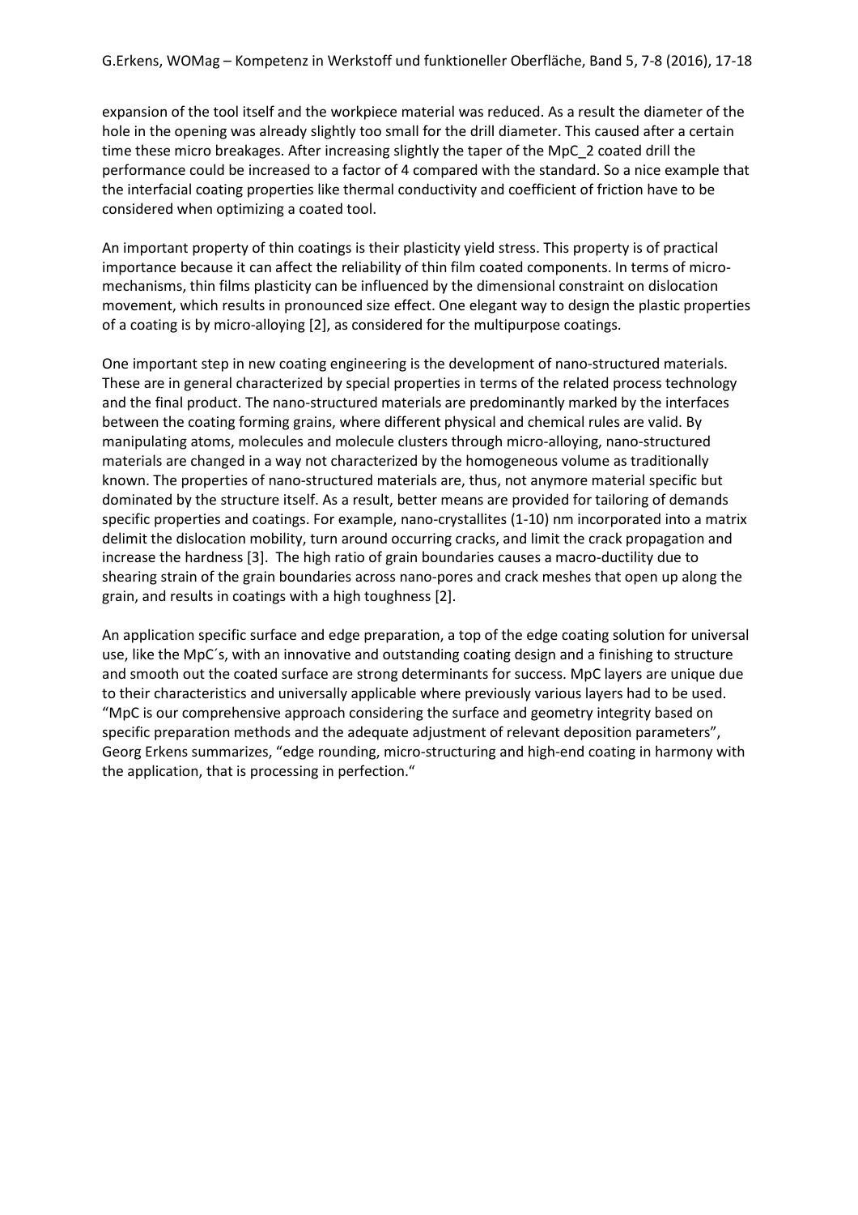expansion of the tool itself and the workpiece material was reduced. As a result the diameter of the hole in the opening was already slightly too small for the drill diameter. This caused after a certain time these micro breakages. After increasing slightly the taper of the MpC_2 coated drill the performance could be increased to a factor of 4 compared with the standard. So a nice example that the interfacial coating properties like thermal conductivity and coefficient of friction have to be considered when optimizing a coated tool.

An important property of thin coatings is their plasticity yield stress. This property is of practical importance because it can affect the reliability of thin film coated components. In terms of micro-mechanisms, thin films plasticity can be influenced by the dimensional constraint on dislocation movement, which results in pronounced size effect. One elegant way to design the plastic properties of a coating is by micro-alloying [2], as considered for the multipurpose coatings.

One important step in new coating engineering is the development of nano-structured materials. These are in general characterized by special properties in terms of the related process technology and the final product. The nano-structured materials are predominantly marked by the interfaces between the coating forming grains, where different physical and chemical rules are valid. By manipulating atoms, molecules and molecule clusters through micro-alloying, nano-structured materials are changed in a way not characterized by the homogeneous volume as traditionally known. The properties of nano-structured materials are, thus, not anymore material specific but dominated by the structure itself. As a result, better means are provided for tailoring of demands specific properties and coatings. For example, nano-crystallites (1-10) nm incorporated into a matrix delimit the dislocation mobility, turn around occurring cracks, and limit the crack propagation and increase the hardness [3]. The high ratio of grain boundaries causes a macro-ductility due to shearing strain of the grain boundaries across nano-pores and crack meshes that open up along the grain, and results in coatings with a high toughness [2].

An application specific surface and edge preparation, a top of the edge coating solution for universal use, like the MpC´s, with an innovative and outstanding coating design and a finishing to structure and smooth out the coated surface are strong determinants for success. MpC layers are unique due to their characteristics and universally applicable where previously various layers had to be used. "MpC is our comprehensive approach considering the surface and geometry integrity based on specific preparation methods and the adequate adjustment of relevant deposition parameters", Georg Erkens summarizes, "edge rounding, micro-structuring and high-end coating in harmony with the application, that is processing in perfection."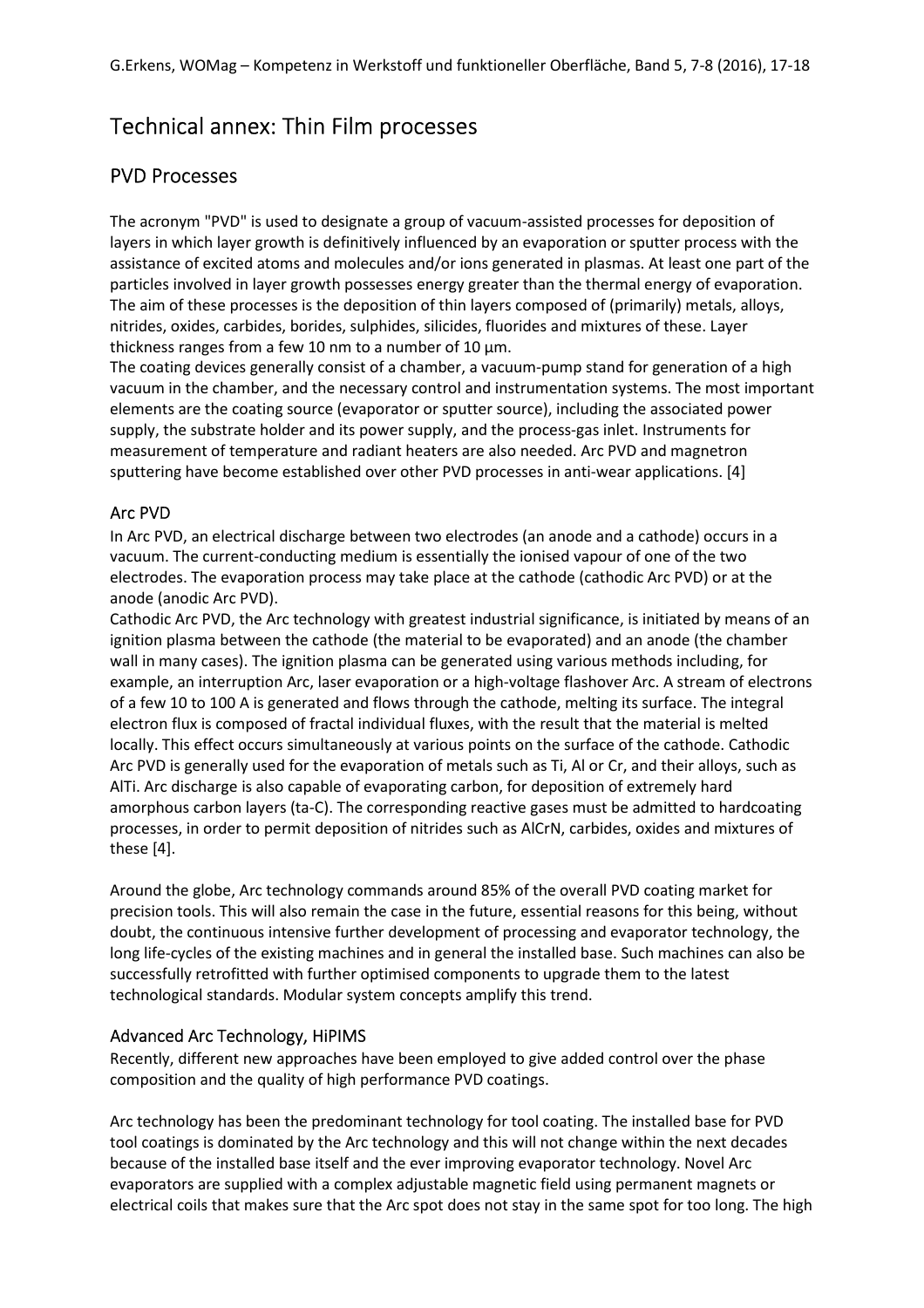# Technical annex: Thin Film processes

## PVD Processes

The acronym "PVD" is used to designate a group of vacuum-assisted processes for deposition of layers in which layer growth is definitively influenced by an evaporation or sputter process with the assistance of excited atoms and molecules and/or ions generated in plasmas. At least one part of the particles involved in layer growth possesses energy greater than the thermal energy of evaporation. The aim of these processes is the deposition of thin layers composed of (primarily) metals, alloys, nitrides, oxides, carbides, borides, sulphides, silicides, fluorides and mixtures of these. Layer thickness ranges from a few 10 nm to a number of 10 µm.
The coating devices generally consist of a chamber, a vacuum-pump stand for generation of a high vacuum in the chamber, and the necessary control and instrumentation systems. The most important elements are the coating source (evaporator or sputter source), including the associated power supply, the substrate holder and its power supply, and the process-gas inlet. Instruments for measurement of temperature and radiant heaters are also needed. Arc PVD and magnetron sputtering have become established over other PVD processes in anti-wear applications. [4]

### Arc PVD

In Arc PVD, an electrical discharge between two electrodes (an anode and a cathode) occurs in a vacuum. The current-conducting medium is essentially the ionised vapour of one of the two electrodes. The evaporation process may take place at the cathode (cathodic Arc PVD) or at the anode (anodic Arc PVD).
Cathodic Arc PVD, the Arc technology with greatest industrial significance, is initiated by means of an ignition plasma between the cathode (the material to be evaporated) and an anode (the chamber wall in many cases). The ignition plasma can be generated using various methods including, for example, an interruption Arc, laser evaporation or a high-voltage flashover Arc. A stream of electrons of a few 10 to 100 A is generated and flows through the cathode, melting its surface. The integral electron flux is composed of fractal individual fluxes, with the result that the material is melted locally. This effect occurs simultaneously at various points on the surface of the cathode. Cathodic Arc PVD is generally used for the evaporation of metals such as Ti, Al or Cr, and their alloys, such as AlTi. Arc discharge is also capable of evaporating carbon, for deposition of extremely hard amorphous carbon layers (ta-C). The corresponding reactive gases must be admitted to hardcoating processes, in order to permit deposition of nitrides such as AlCrN, carbides, oxides and mixtures of these [4].

Around the globe, Arc technology commands around 85% of the overall PVD coating market for precision tools. This will also remain the case in the future, essential reasons for this being, without doubt, the continuous intensive further development of processing and evaporator technology, the long life-cycles of the existing machines and in general the installed base. Such machines can also be successfully retrofitted with further optimised components to upgrade them to the latest technological standards. Modular system concepts amplify this trend.

### Advanced Arc Technology, HiPIMS

Recently, different new approaches have been employed to give added control over the phase composition and the quality of high performance PVD coatings.

Arc technology has been the predominant technology for tool coating. The installed base for PVD tool coatings is dominated by the Arc technology and this will not change within the next decades because of the installed base itself and the ever improving evaporator technology. Novel Arc evaporators are supplied with a complex adjustable magnetic field using permanent magnets or electrical coils that makes sure that the Arc spot does not stay in the same spot for too long. The high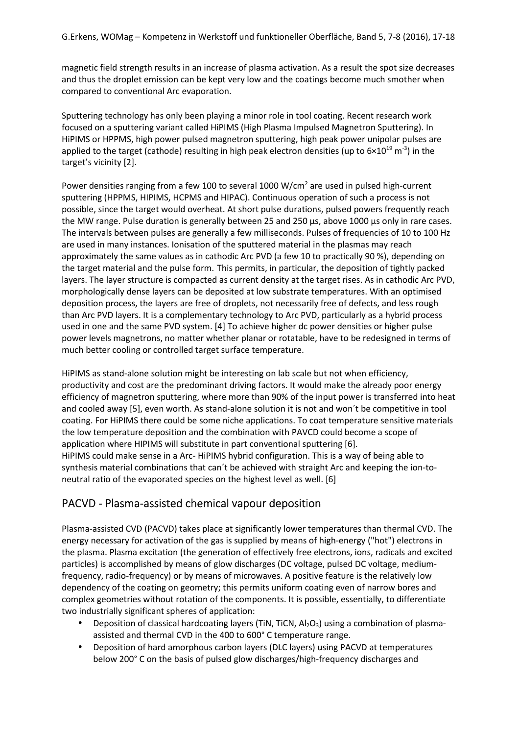magnetic field strength results in an increase of plasma activation. As a result the spot size decreases and thus the droplet emission can be kept very low and the coatings become much smother when compared to conventional Arc evaporation.

Sputtering technology has only been playing a minor role in tool coating. Recent research work focused on a sputtering variant called HiPIMS (High Plasma Impulsed Magnetron Sputtering). In HiPIMS or HPPMS, high power pulsed magnetron sputtering, high peak power unipolar pulses are applied to the target (cathode) resulting in high peak electron densities (up to $6 \times 10^{19}$ $m^{-3}$) in the target's vicinity [2].

Power densities ranging from a few 100 to several 1000 $W/cm^2$ are used in pulsed high-current sputtering (HPPMS, HIPIMS, HCPMS and HIPAC). Continuous operation of such a process is not possible, since the target would overheat. At short pulse durations, pulsed powers frequently reach the MW range. Pulse duration is generally between 25 and 250 µs, above 1000 µs only in rare cases. The intervals between pulses are generally a few milliseconds. Pulses of frequencies of 10 to 100 Hz are used in many instances. Ionisation of the sputtered material in the plasmas may reach approximately the same values as in cathodic Arc PVD (a few 10 to practically 90 %), depending on the target material and the pulse form. This permits, in particular, the deposition of tightly packed layers. The layer structure is compacted as current density at the target rises. As in cathodic Arc PVD, morphologically dense layers can be deposited at low substrate temperatures. With an optimised deposition process, the layers are free of droplets, not necessarily free of defects, and less rough than Arc PVD layers. It is a complementary technology to Arc PVD, particularly as a hybrid process used in one and the same PVD system. [4] To achieve higher dc power densities or higher pulse power levels magnetrons, no matter whether planar or rotatable, have to be redesigned in terms of much better cooling or controlled target surface temperature.

HiPIMS as stand-alone solution might be interesting on lab scale but not when efficiency, productivity and cost are the predominant driving factors. It would make the already poor energy efficiency of magnetron sputtering, where more than 90% of the input power is transferred into heat and cooled away [5], even worth. As stand-alone solution it is not and won´t be competitive in tool coating. For HiPIMS there could be some niche applications. To coat temperature sensitive materials the low temperature deposition and the combination with PAVCD could become a scope of application where HIPIMS will substitute in part conventional sputtering [6].
HiPIMS could make sense in a Arc- HiPIMS hybrid configuration. This is a way of being able to synthesis material combinations that can´t be achieved with straight Arc and keeping the ion-to-neutral ratio of the evaporated species on the highest level as well. [6]

## PACVD - Plasma-assisted chemical vapour deposition

Plasma-assisted CVD (PACVD) takes place at significantly lower temperatures than thermal CVD. The energy necessary for activation of the gas is supplied by means of high-energy ("hot") electrons in the plasma. Plasma excitation (the generation of effectively free electrons, ions, radicals and excited particles) is accomplished by means of glow discharges (DC voltage, pulsed DC voltage, medium-frequency, radio-frequency) or by means of microwaves. A positive feature is the relatively low dependency of the coating on geometry; this permits uniform coating even of narrow bores and complex geometries without rotation of the components. It is possible, essentially, to differentiate two industrially significant spheres of application:

- Deposition of classical hardcoating layers (TiN, TiCN, $Al_2O_3$) using a combination of plasma-assisted and thermal CVD in the 400 to 600° C temperature range.
- Deposition of hard amorphous carbon layers (DLC layers) using PACVD at temperatures below 200° C on the basis of pulsed glow discharges/high-frequency discharges and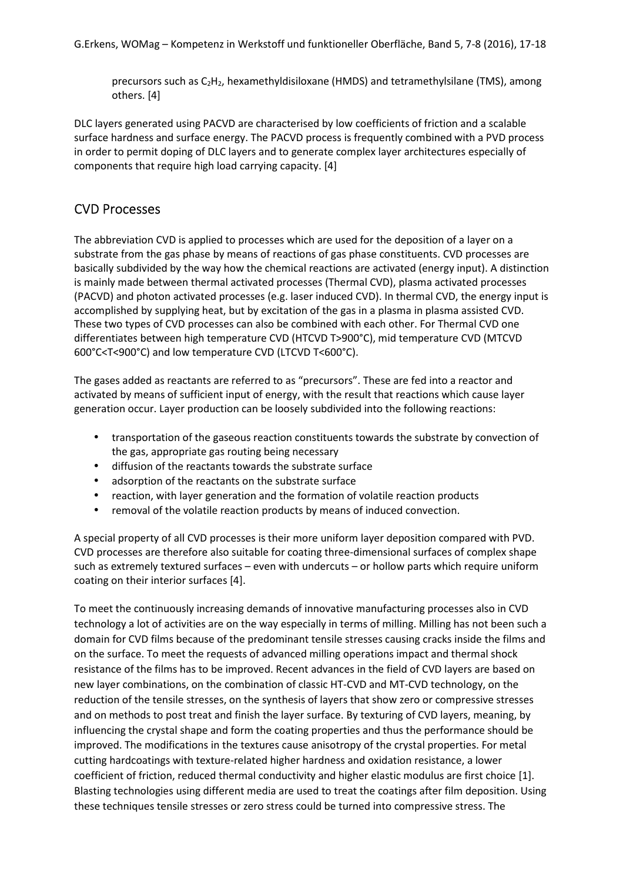precursors such as $C_2H_2$, hexamethyldisiloxane (HMDS) and tetramethylsilane (TMS), among others. [4]

DLC layers generated using PACVD are characterised by low coefficients of friction and a scalable surface hardness and surface energy. The PACVD process is frequently combined with a PVD process in order to permit doping of DLC layers and to generate complex layer architectures especially of components that require high load carrying capacity. [4]

## CVD Processes

The abbreviation CVD is applied to processes which are used for the deposition of a layer on a substrate from the gas phase by means of reactions of gas phase constituents. CVD processes are basically subdivided by the way how the chemical reactions are activated (energy input). A distinction is mainly made between thermal activated processes (Thermal CVD), plasma activated processes (PACVD) and photon activated processes (e.g. laser induced CVD). In thermal CVD, the energy input is accomplished by supplying heat, but by excitation of the gas in a plasma in plasma assisted CVD. These two types of CVD processes can also be combined with each other. For Thermal CVD one differentiates between high temperature CVD (HTCVD T>900°C), mid temperature CVD (MTCVD 600°C<T<900°C) and low temperature CVD (LTCVD T<600°C).

The gases added as reactants are referred to as "precursors". These are fed into a reactor and activated by means of sufficient input of energy, with the result that reactions which cause layer generation occur. Layer production can be loosely subdivided into the following reactions:

- transportation of the gaseous reaction constituents towards the substrate by convection of the gas, appropriate gas routing being necessary
- diffusion of the reactants towards the substrate surface
- adsorption of the reactants on the substrate surface
- reaction, with layer generation and the formation of volatile reaction products
- removal of the volatile reaction products by means of induced convection.

A special property of all CVD processes is their more uniform layer deposition compared with PVD. CVD processes are therefore also suitable for coating three-dimensional surfaces of complex shape such as extremely textured surfaces – even with undercuts – or hollow parts which require uniform coating on their interior surfaces [4].

To meet the continuously increasing demands of innovative manufacturing processes also in CVD technology a lot of activities are on the way especially in terms of milling. Milling has not been such a domain for CVD films because of the predominant tensile stresses causing cracks inside the films and on the surface. To meet the requests of advanced milling operations impact and thermal shock resistance of the films has to be improved. Recent advances in the field of CVD layers are based on new layer combinations, on the combination of classic HT-CVD and MT-CVD technology, on the reduction of the tensile stresses, on the synthesis of layers that show zero or compressive stresses and on methods to post treat and finish the layer surface. By texturing of CVD layers, meaning, by influencing the crystal shape and form the coating properties and thus the performance should be improved. The modifications in the textures cause anisotropy of the crystal properties. For metal cutting hardcoatings with texture-related higher hardness and oxidation resistance, a lower coefficient of friction, reduced thermal conductivity and higher elastic modulus are first choice [1]. Blasting technologies using different media are used to treat the coatings after film deposition. Using these techniques tensile stresses or zero stress could be turned into compressive stress. The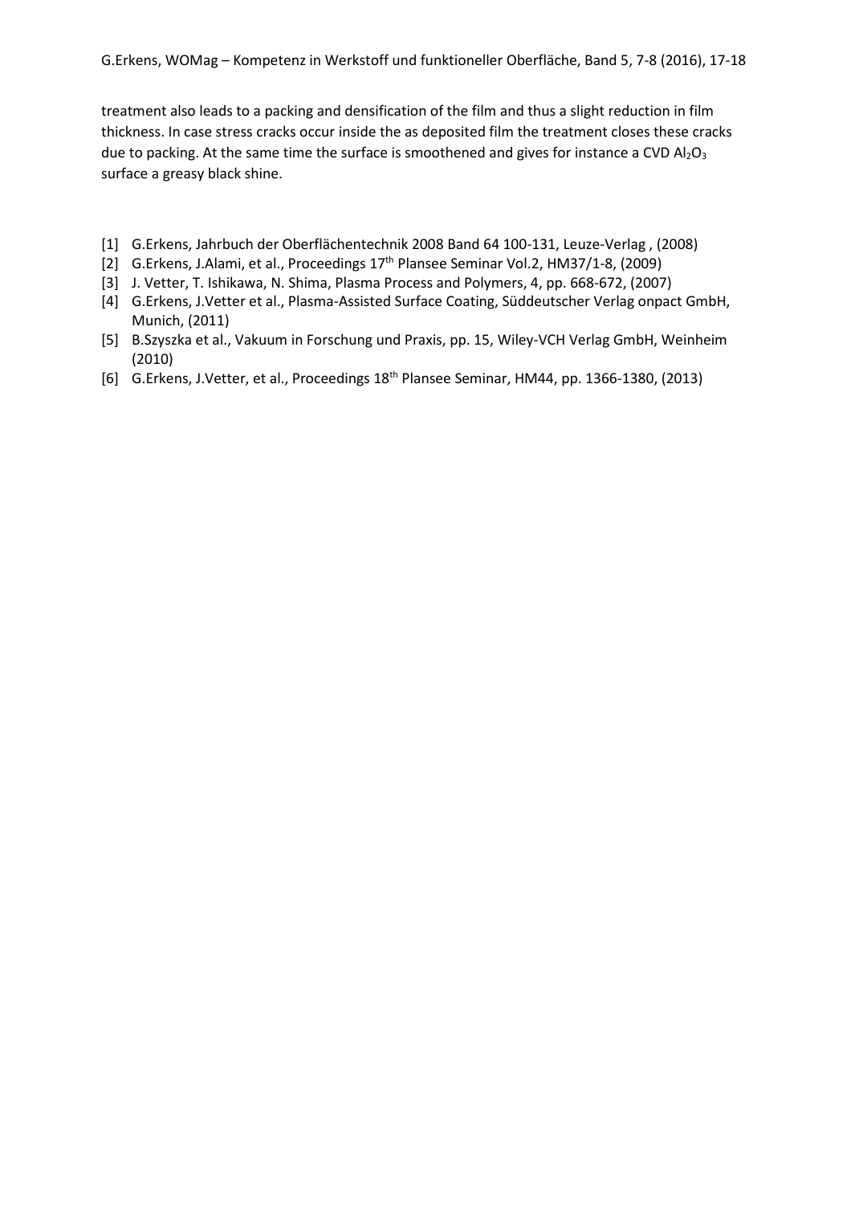treatment also leads to a packing and densification of the film and thus a slight reduction in film thickness. In case stress cracks occur inside the as deposited film the treatment closes these cracks due to packing. At the same time the surface is smoothened and gives for instance a CVD $Al_2O_3$ surface a greasy black shine.

[1] G.Erkens, Jahrbuch der Oberflächentechnik 2008 Band 64 100-131, Leuze-Verlag , (2008)

[2] G.Erkens, J.Alami, et al., Proceedings 17th Plansee Seminar Vol.2, HM37/1-8, (2009)

[3] J. Vetter, T. Ishikawa, N. Shima, Plasma Process and Polymers, 4, pp. 668-672, (2007)

[4] G.Erkens, J.Vetter et al., Plasma-Assisted Surface Coating, Süddeutscher Verlag onpact GmbH, Munich, (2011)

[5] B.Szyszka et al., Vakuum in Forschung und Praxis, pp. 15, Wiley-VCH Verlag GmbH, Weinheim (2010)

[6] G.Erkens, J.Vetter, et al., Proceedings 18th Plansee Seminar, HM44, pp. 1366-1380, (2013)